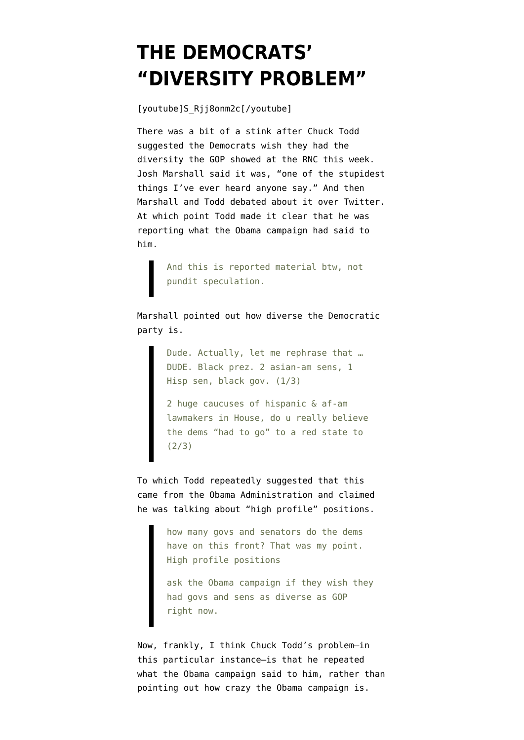# THE DEMOCRATS' "DIVERSITY PROBLEM"

[youtube]S_Rjj8onm2c[/youtube]

There was a bit of a stink after Chuck Todd suggested the Democrats wish they had the diversity the GOP showed at the RNC this week. Josh Marshall said it was, "one of the stupidest things I've ever heard anyone say." And then Marshall and Todd debated about it over Twitter. At which point Todd made it clear that he was reporting what the Obama campaign had said to him.

> And this is reported material btw, not pundit speculation.

Marshall pointed out how diverse the Democratic party is.

> Dude. Actually, let me rephrase that … DUDE. Black prez. 2 asian-am sens, 1 Hisp sen, black gov. (1/3)
>
> 2 huge caucuses of hispanic & af-am lawmakers in House, do u really believe the dems "had to go" to a red state to (2/3)

To which Todd repeatedly suggested that this came from the Obama Administration and claimed he was talking about "high profile" positions.

> how many govs and senators do the dems have on this front? That was my point. High profile positions
>
> ask the Obama campaign if they wish they had govs and sens as diverse as GOP right now.

Now, frankly, I think Chuck Todd's problem—in this particular instance—is that he repeated what the Obama campaign said to him, rather than pointing out how crazy the Obama campaign is.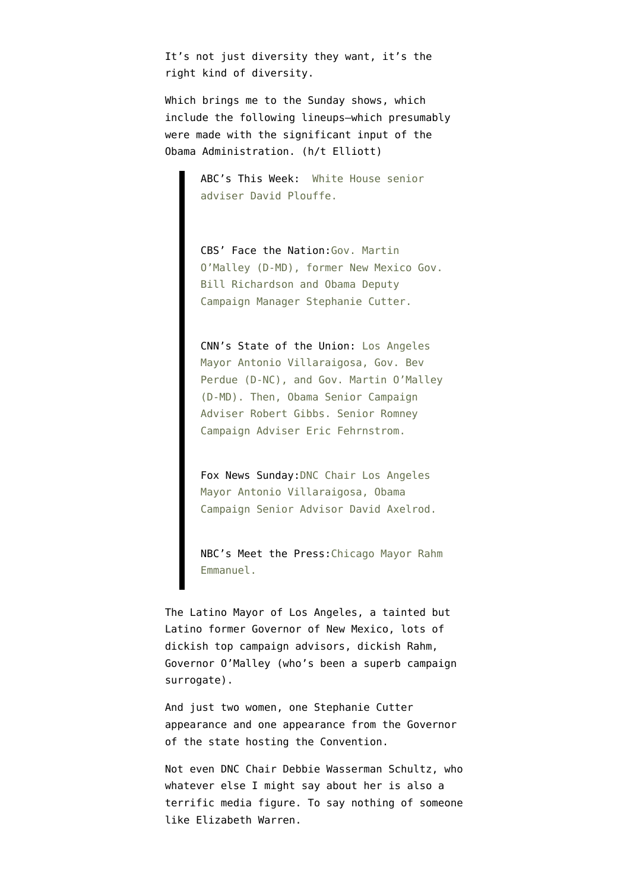It's not just diversity they want, it's the right kind of diversity.

Which brings me to the Sunday shows, which include the following lineups–which presumably were made with the significant input of the Obama Administration. (h/t Elliott)

> ABC's This Week: White House senior adviser David Plouffe.
>
> CBS' Face the Nation: Gov. Martin O'Malley (D-MD), former New Mexico Gov. Bill Richardson and Obama Deputy Campaign Manager Stephanie Cutter.
>
> CNN's State of the Union: Los Angeles Mayor Antonio Villaraigosa, Gov. Bev Perdue (D-NC), and Gov. Martin O'Malley (D-MD). Then, Obama Senior Campaign Adviser Robert Gibbs. Senior Romney Campaign Adviser Eric Fehrnstrom.
>
> Fox News Sunday: DNC Chair Los Angeles Mayor Antonio Villaraigosa, Obama Campaign Senior Advisor David Axelrod.
>
> NBC's Meet the Press: Chicago Mayor Rahm Emmanuel.

The Latino Mayor of Los Angeles, a tainted but Latino former Governor of New Mexico, lots of dickish top campaign advisors, dickish Rahm, Governor O'Malley (who's been a superb campaign surrogate).

And just two women, one Stephanie Cutter appearance and one appearance from the Governor of the state hosting the Convention.

Not even DNC Chair Debbie Wasserman Schultz, who whatever else I might say about her is also a terrific media figure. To say nothing of someone like Elizabeth Warren.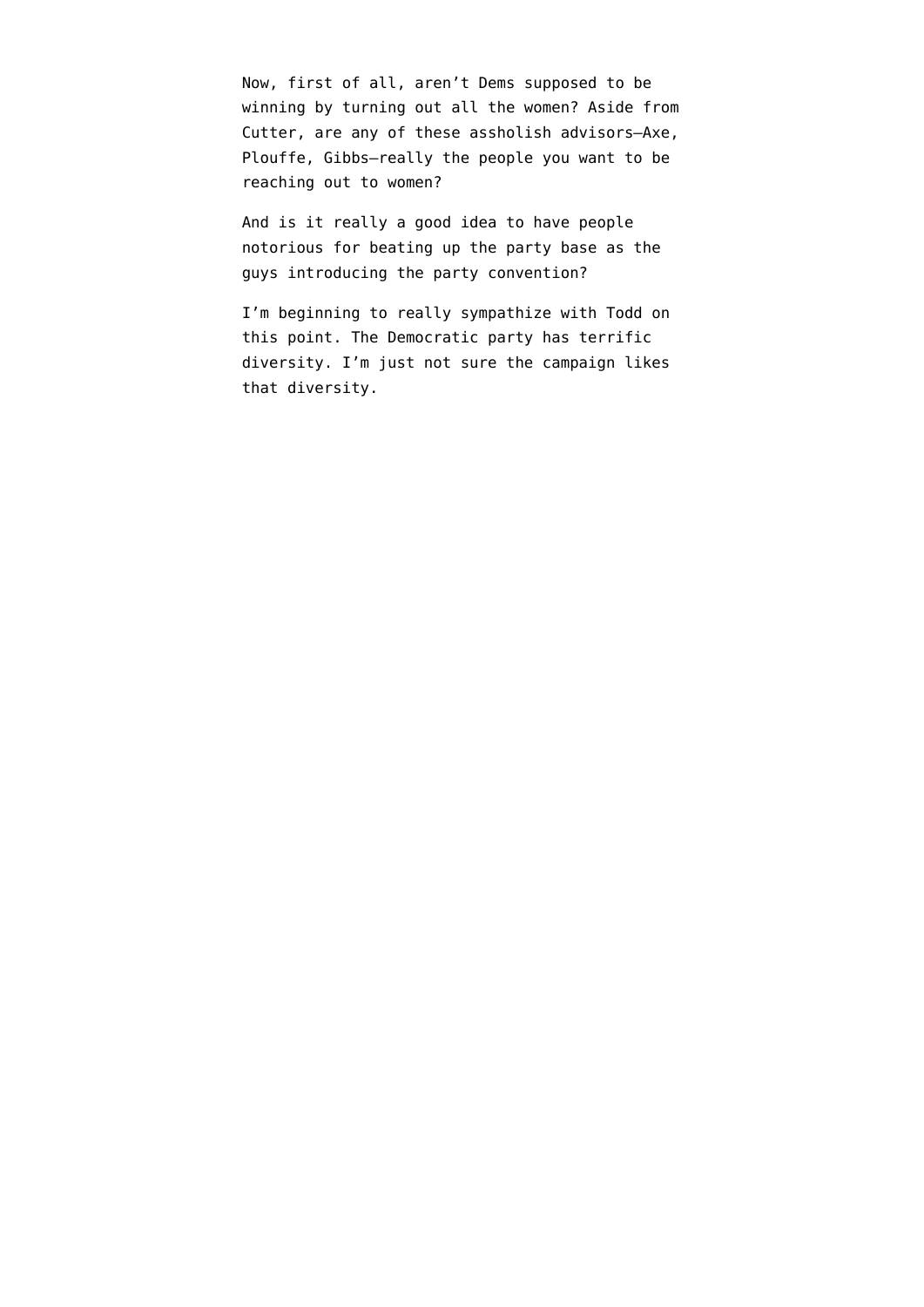Now, first of all, aren't Dems supposed to be winning by turning out all the women? Aside from Cutter, are any of these assholish advisors—Axe, Plouffe, Gibbs—really the people you want to be reaching out to women?

And is it really a good idea to have people notorious for beating up the party base as the guys introducing the party convention?

I'm beginning to really sympathize with Todd on this point. The Democratic party has terrific diversity. I'm just not sure the campaign likes that diversity.